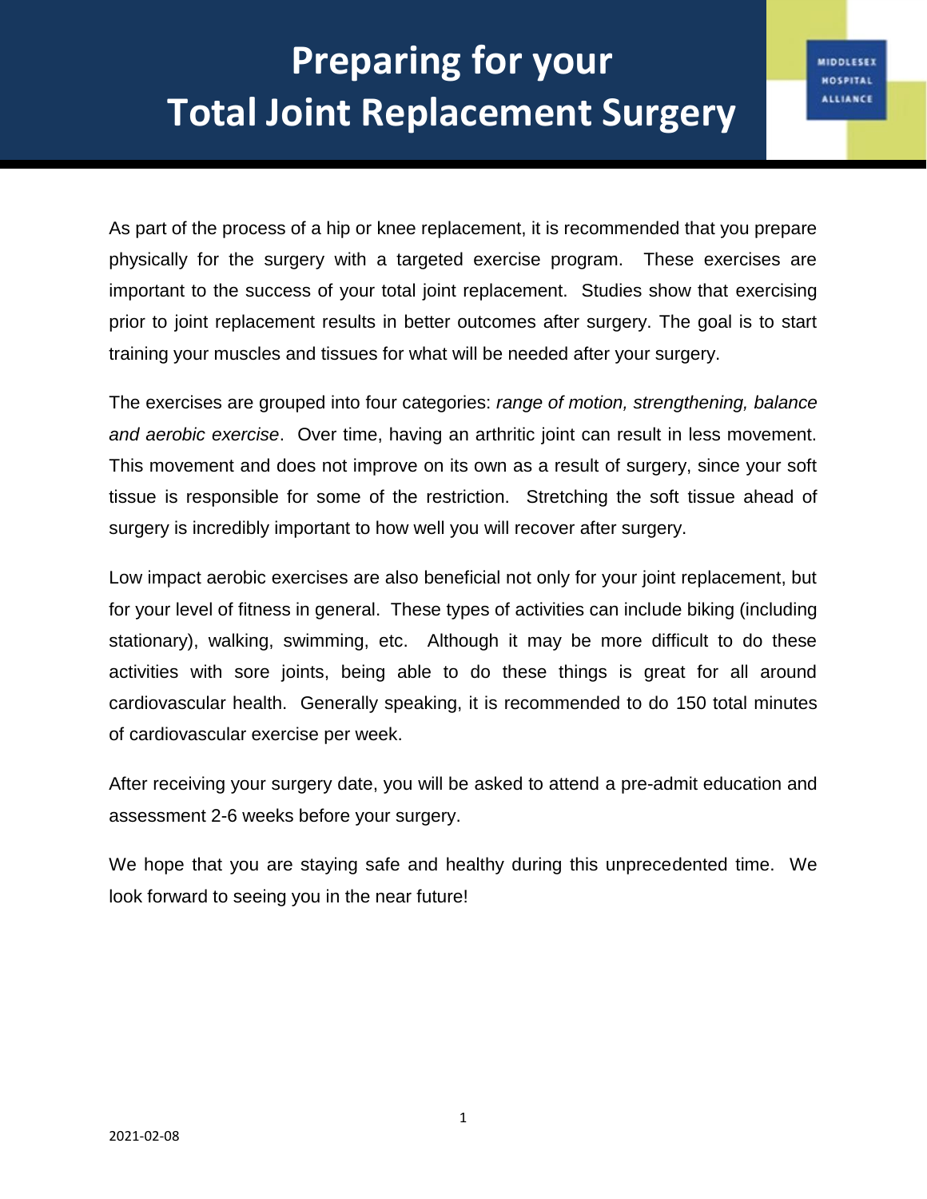# Preparing for your Total Joint Replacement Surgery

MIDDLESEX HOSPITAL ALLIANCE

As part of the process of a hip or knee replacement, it is recommended that you prepare physically for the surgery with a targeted exercise program. These exercises are important to the success of your total joint replacement. Studies show that exercising prior to joint replacement results in better outcomes after surgery. The goal is to start training your muscles and tissues for what will be needed after your surgery.

The exercises are grouped into four categories: *range of motion, strengthening, balance and aerobic exercise*. Over time, having an arthritic joint can result in less movement. This movement and does not improve on its own as a result of surgery, since your soft tissue is responsible for some of the restriction. Stretching the soft tissue ahead of surgery is incredibly important to how well you will recover after surgery.

Low impact aerobic exercises are also beneficial not only for your joint replacement, but for your level of fitness in general. These types of activities can include biking (including stationary), walking, swimming, etc. Although it may be more difficult to do these activities with sore joints, being able to do these things is great for all around cardiovascular health. Generally speaking, it is recommended to do 150 total minutes of cardiovascular exercise per week.

After receiving your surgery date, you will be asked to attend a pre-admit education and assessment 2-6 weeks before your surgery.

We hope that you are staying safe and healthy during this unprecedented time. We look forward to seeing you in the near future!

2021-02-08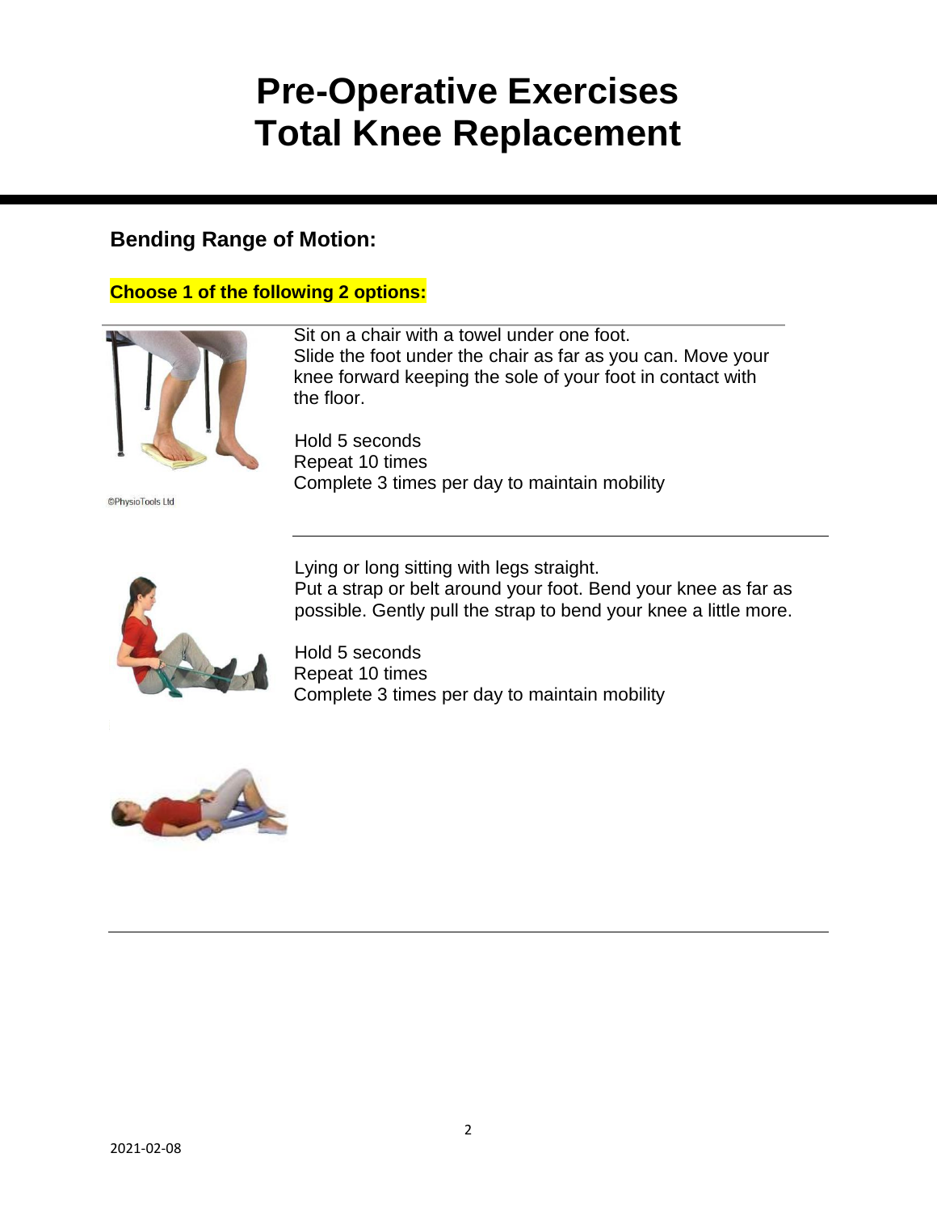# Pre-Operative Exercises
# Total Knee Replacement

## Bending Range of Motion:

**Choose 1 of the following 2 options:**

Sit on a chair with a towel under one foot.
Slide the foot under the chair as far as you can. Move your knee forward keeping the sole of your foot in contact with the floor.

Hold 5 seconds
Repeat 10 times
Complete 3 times per day to maintain mobility

©PhysioTools Ltd

---

Lying or long sitting with legs straight.
Put a strap or belt around your foot. Bend your knee as far as possible. Gently pull the strap to bend your knee a little more.

Hold 5 seconds
Repeat 10 times
Complete 3 times per day to maintain mobility

2021-02-08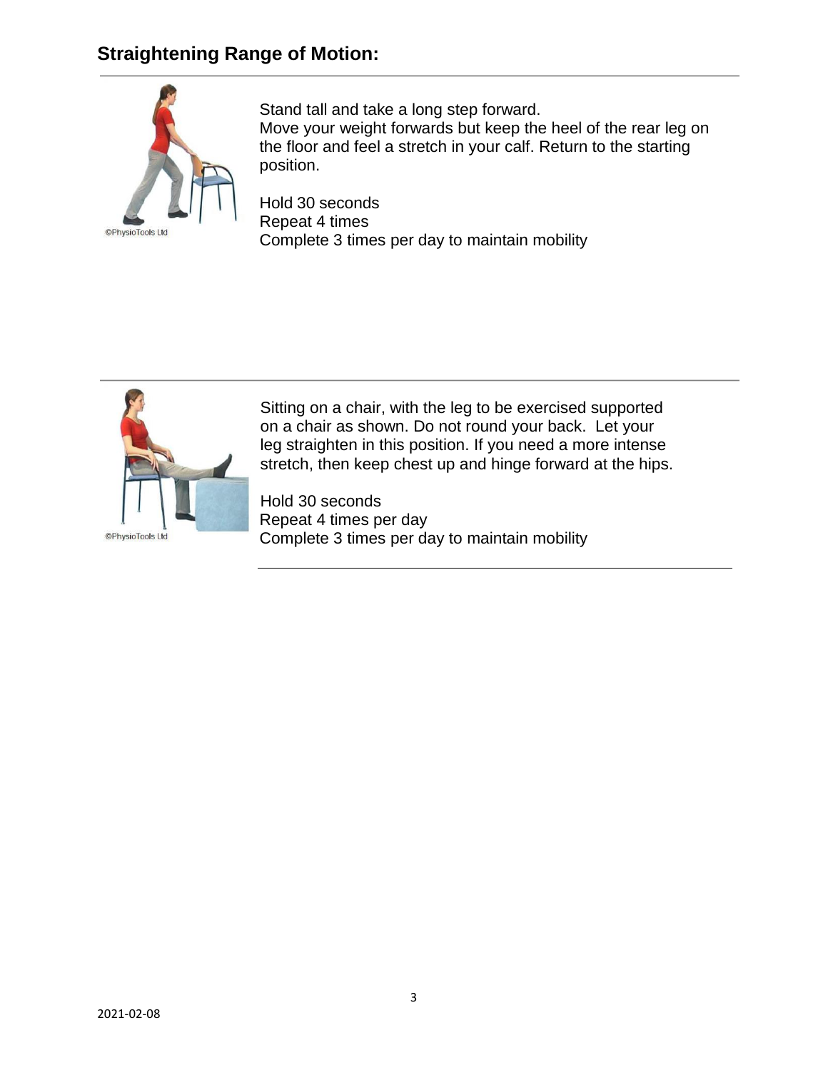## Straightening Range of Motion:

©PhysioTools Ltd

Stand tall and take a long step forward.
Move your weight forwards but keep the heel of the rear leg on the floor and feel a stretch in your calf. Return to the starting position.

Hold 30 seconds
Repeat 4 times
Complete 3 times per day to maintain mobility

---

©PhysioTools Ltd

Sitting on a chair, with the leg to be exercised supported on a chair as shown. Do not round your back. Let your leg straighten in this position. If you need a more intense stretch, then keep chest up and hinge forward at the hips.

Hold 30 seconds
Repeat 4 times per day
Complete 3 times per day to maintain mobility

---

2021-02-08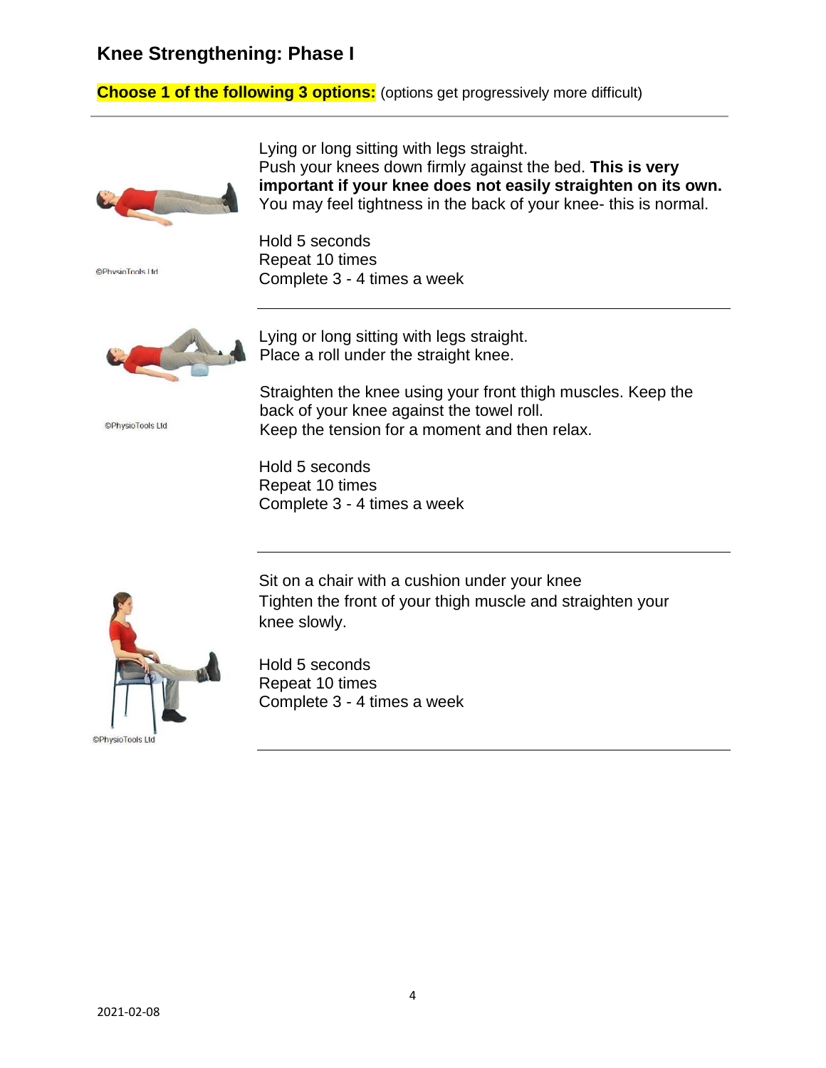# Knee Strengthening: Phase I

**Choose 1 of the following 3 options:** (options get progressively more difficult)

---

©PhysioTools Ltd

Lying or long sitting with legs straight.
Push your knees down firmly against the bed. **This is very important if your knee does not easily straighten on its own.** You may feel tightness in the back of your knee- this is normal.

Hold 5 seconds
Repeat 10 times
Complete 3 - 4 times a week

---

©PhysioTools Ltd

Lying or long sitting with legs straight.
Place a roll under the straight knee.

Straighten the knee using your front thigh muscles. Keep the back of your knee against the towel roll.
Keep the tension for a moment and then relax.

Hold 5 seconds
Repeat 10 times
Complete 3 - 4 times a week

---

©PhysioTools Ltd

Sit on a chair with a cushion under your knee
Tighten the front of your thigh muscle and straighten your knee slowly.

Hold 5 seconds
Repeat 10 times
Complete 3 - 4 times a week

---

2021-02-08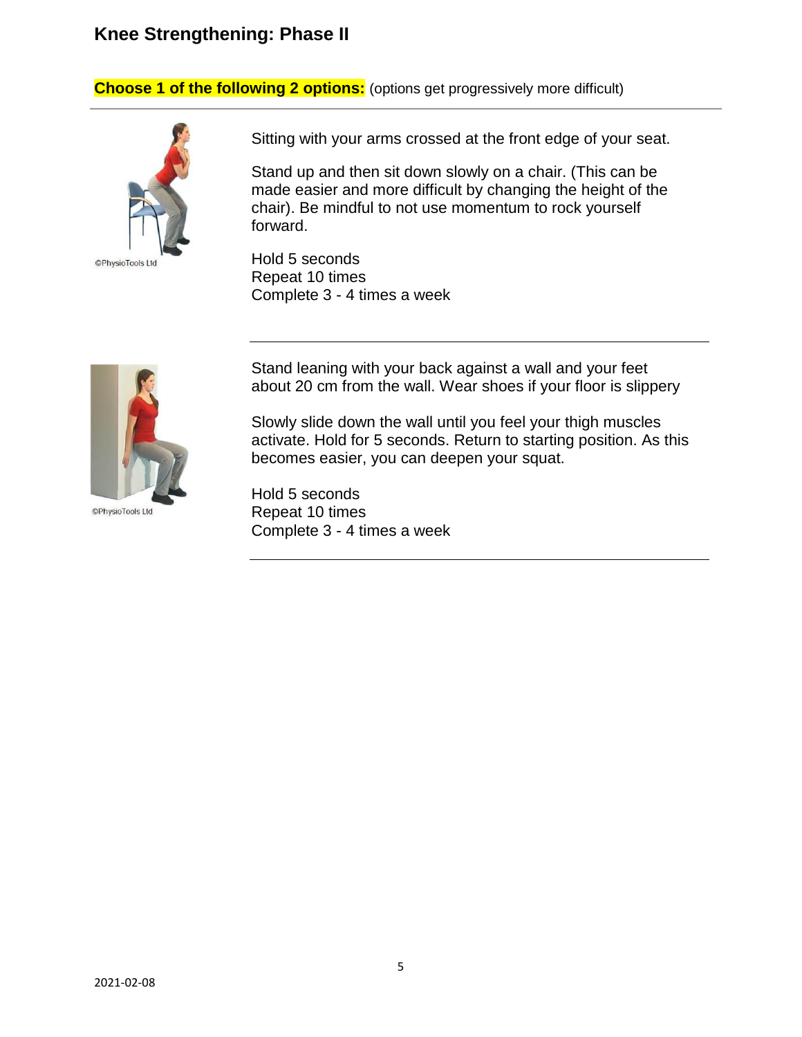## Knee Strengthening: Phase II

**Choose 1 of the following 2 options:** (options get progressively more difficult)

---

©PhysioTools Ltd

Sitting with your arms crossed at the front edge of your seat.

Stand up and then sit down slowly on a chair. (This can be made easier and more difficult by changing the height of the chair). Be mindful to not use momentum to rock yourself forward.

Hold 5 seconds
Repeat 10 times
Complete 3 - 4 times a week

---

©PhysioTools Ltd

Stand leaning with your back against a wall and your feet about 20 cm from the wall. Wear shoes if your floor is slippery

Slowly slide down the wall until you feel your thigh muscles activate. Hold for 5 seconds. Return to starting position. As this becomes easier, you can deepen your squat.

Hold 5 seconds
Repeat 10 times
Complete 3 - 4 times a week

---

2021-02-08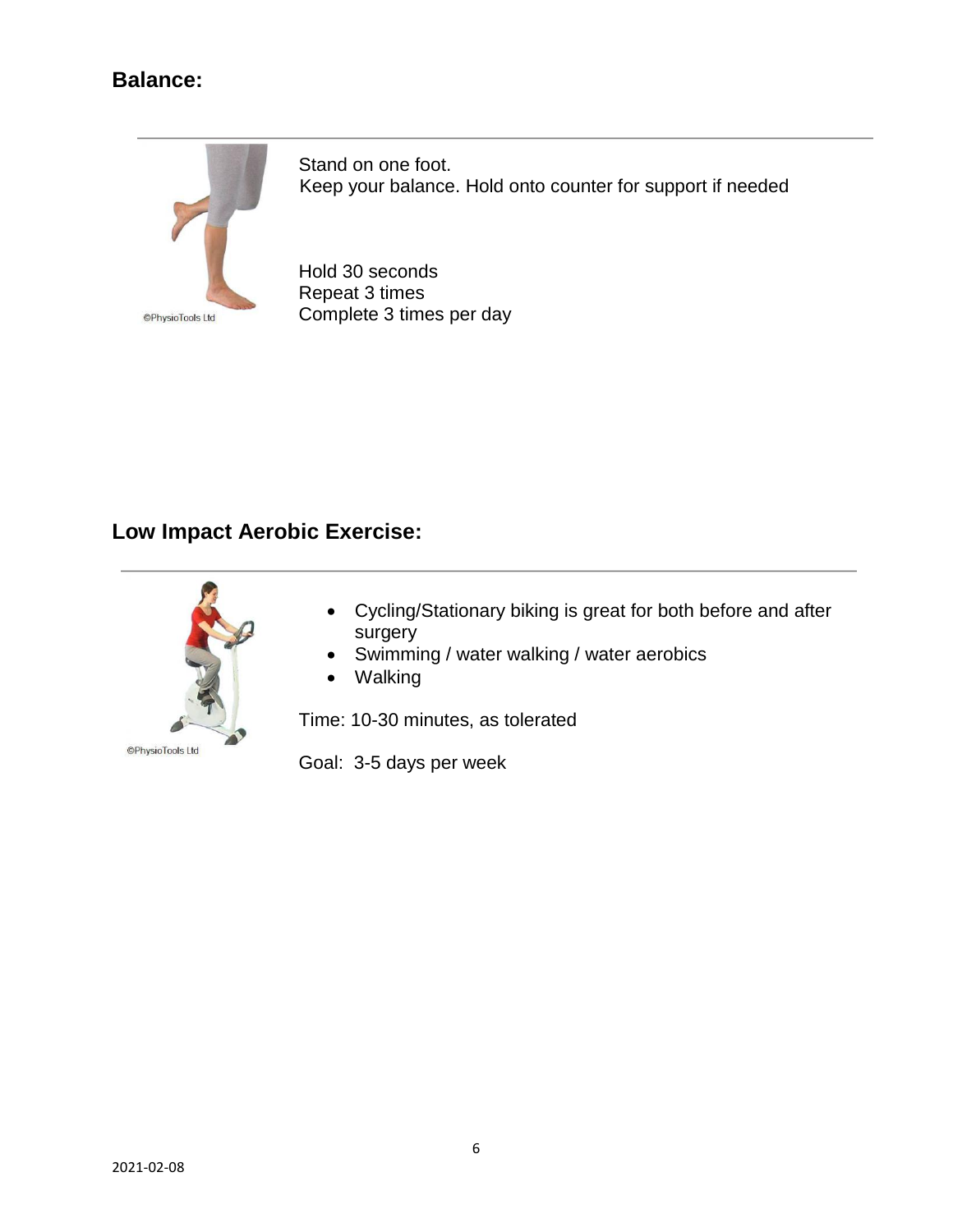## Balance:

Stand on one foot.
Keep your balance. Hold onto counter for support if needed

Hold 30 seconds
Repeat 3 times
Complete 3 times per day

©PhysioTools Ltd

## Low Impact Aerobic Exercise:

- Cycling/Stationary biking is great for both before and after surgery
- Swimming / water walking / water aerobics
- Walking

Time: 10-30 minutes, as tolerated

Goal: 3-5 days per week

©PhysioTools Ltd

2021-02-08